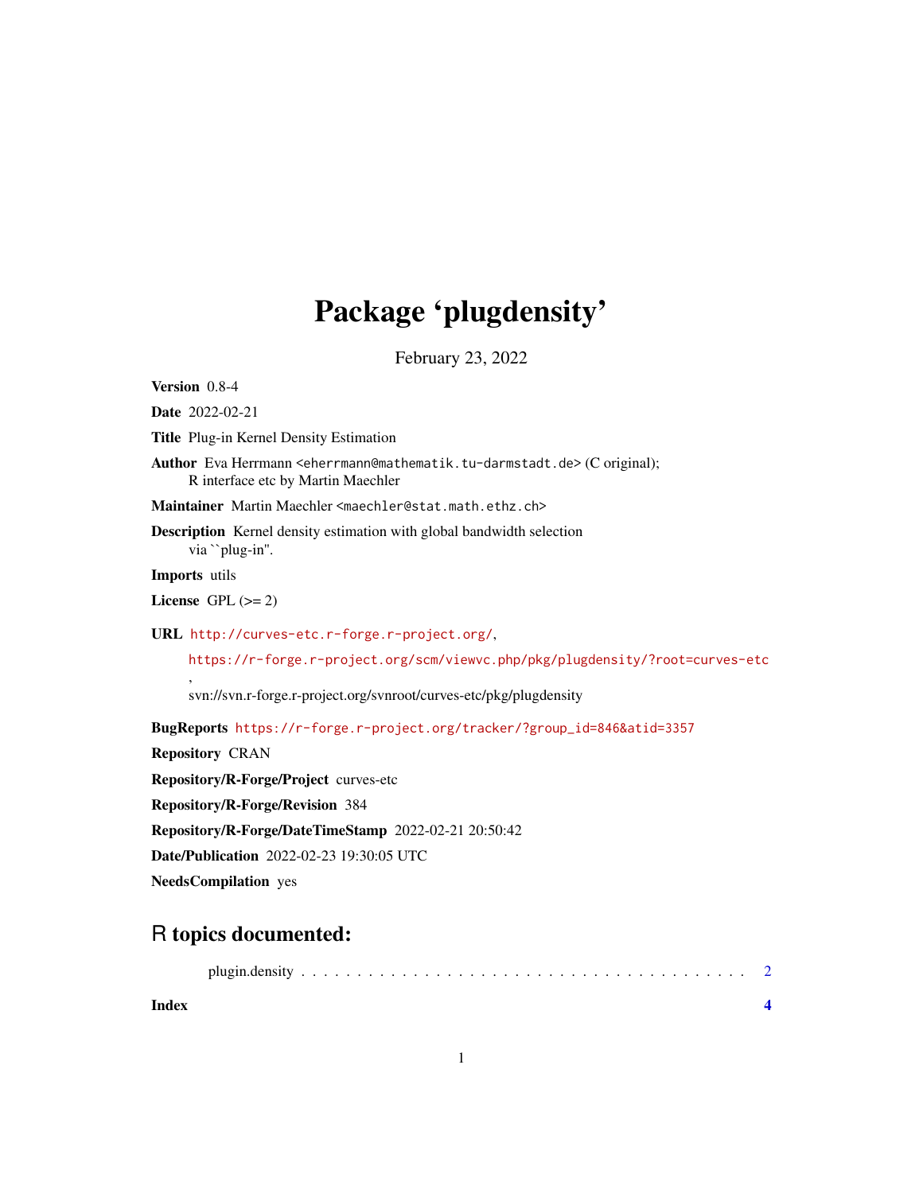# Package 'plugdensity'

February 23, 2022

**Version** 0.8-4

**Date** 2022-02-21

**Title** Plug-in Kernel Density Estimation

**Author** Eva Herrmann <eherrmann@mathematik.tu-darmstadt.de> (C original);
R interface etc by Martin Maechler

**Maintainer** Martin Maechler <maechler@stat.math.ethz.ch>

**Description** Kernel density estimation with global bandwidth selection
via ``plug-in''.

**Imports** utils

**License** GPL (>= 2)

**URL** http://curves-etc.r-forge.r-project.org/,
https://r-forge.r-project.org/scm/viewvc.php/pkg/plugdensity/?root=curves-etc
,
svn://svn.r-forge.r-project.org/svnroot/curves-etc/pkg/plugdensity

**BugReports** https://r-forge.r-project.org/tracker/?group_id=846&atid=3357

**Repository** CRAN

**Repository/R-Forge/Project** curves-etc

**Repository/R-Forge/Revision** 384

**Repository/R-Forge/DateTimeStamp** 2022-02-21 20:50:42

**Date/Publication** 2022-02-23 19:30:05 UTC

**NeedsCompilation** yes

## R topics documented:

plugin.density . . . . . . . . . . . . . . . . . . . . . . . . . . . . . . . . . . . . . . 2

**Index** **4**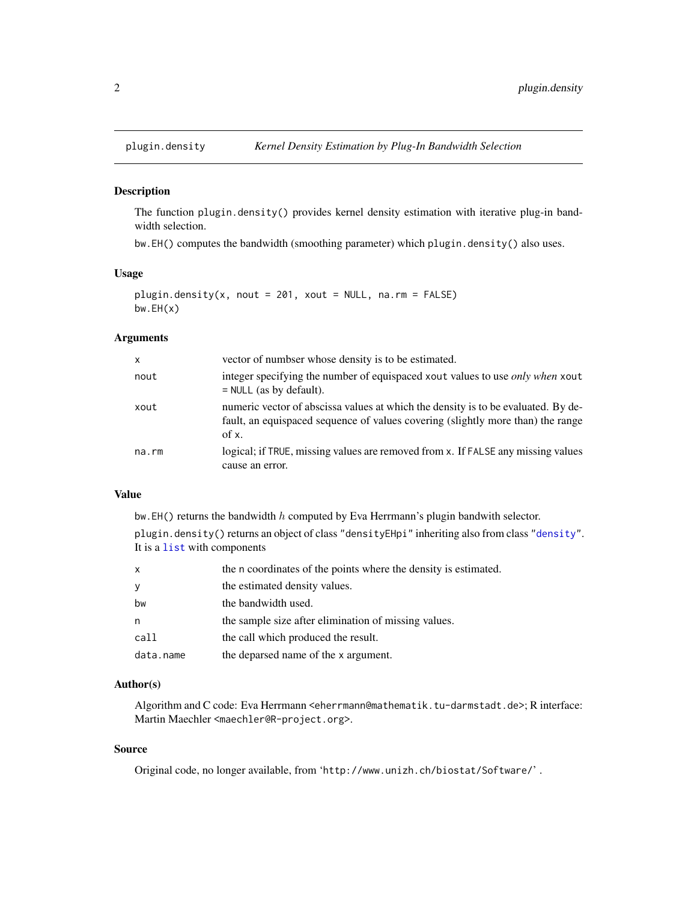`plugin.density` *Kernel Density Estimation by Plug-In Bandwidth Selection*

### Description

The function `plugin.density()` provides kernel density estimation with iterative plug-in bandwidth selection.

`bw.EH()` computes the bandwidth (smoothing parameter) which `plugin.density()` also uses.

### Usage

```
plugin.density(x, nout = 201, xout = NULL, na.rm = FALSE)
bw.EH(x)
```

### Arguments

| | |
|---|---|
| `x` | vector of numbser whose density is to be estimated. |
| `nout` | integer specifying the number of equispaced `xout` values to use *only when* `xout = NULL` (as by default). |
| `xout` | numeric vector of abscissa values at which the density is to be evaluated. By default, an equispaced sequence of values covering (slightly more than) the range of `x`. |
| `na.rm` | logical; if `TRUE`, missing values are removed from `x`. If `FALSE` any missing values cause an error. |

### Value

`bw.EH()` returns the bandwidth $h$ computed by Eva Herrmann's plugin bandwith selector.

`plugin.density()` returns an object of class `"densityEHpi"` inheriting also from class `"density"`. It is a `list` with components

| | |
|---|---|
| `x` | the `n` coordinates of the points where the density is estimated. |
| `y` | the estimated density values. |
| `bw` | the bandwidth used. |
| `n` | the sample size after elimination of missing values. |
| `call` | the call which produced the result. |
| `data.name` | the deparsed name of the `x` argument. |

### Author(s)

Algorithm and C code: Eva Herrmann `<eherrmann@mathematik.tu-darmstadt.de>`; R interface: Martin Maechler `<maechler@R-project.org>`.

### Source

Original code, no longer available, from '`http://www.unizh.ch/biostat/Software/`' .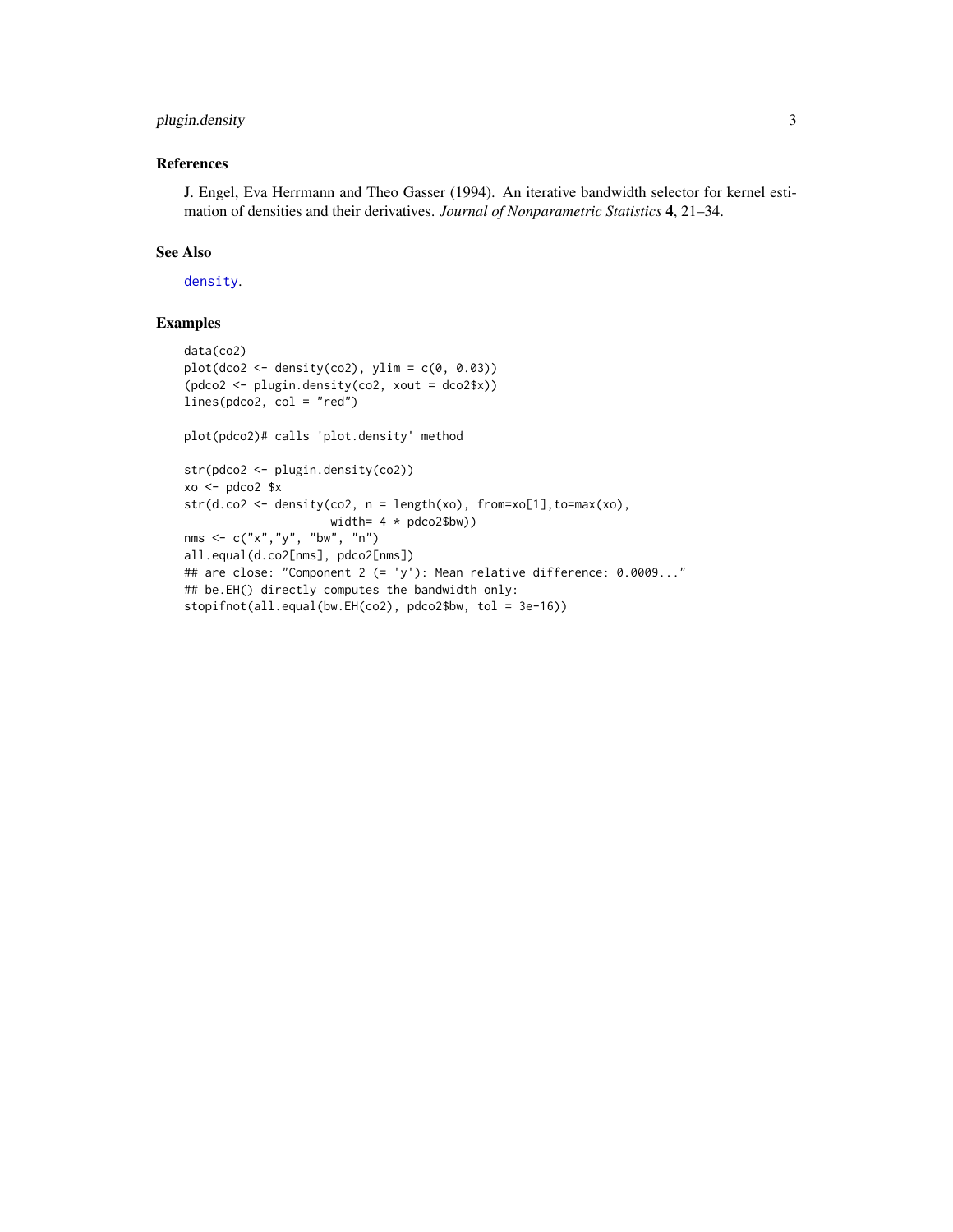## References

J. Engel, Eva Herrmann and Theo Gasser (1994). An iterative bandwidth selector for kernel estimation of densities and their derivatives. *Journal of Nonparametric Statistics* **4**, 21–34.

## See Also

`density`.

## Examples

```
data(co2)
plot(dco2 <- density(co2), ylim = c(0, 0.03))
(pdco2 <- plugin.density(co2, xout = dco2$x))
lines(pdco2, col = "red")

plot(pdco2)# calls 'plot.density' method

str(pdco2 <- plugin.density(co2))
xo <- pdco2 $x
str(d.co2 <- density(co2, n = length(xo), from=xo[1],to=max(xo),
                     width= 4 * pdco2$bw))
nms <- c("x","y", "bw", "n")
all.equal(d.co2[nms], pdco2[nms])
## are close: "Component 2 (= 'y'): Mean relative difference: 0.0009..."
## be.EH() directly computes the bandwidth only:
stopifnot(all.equal(bw.EH(co2), pdco2$bw, tol = 3e-16))
```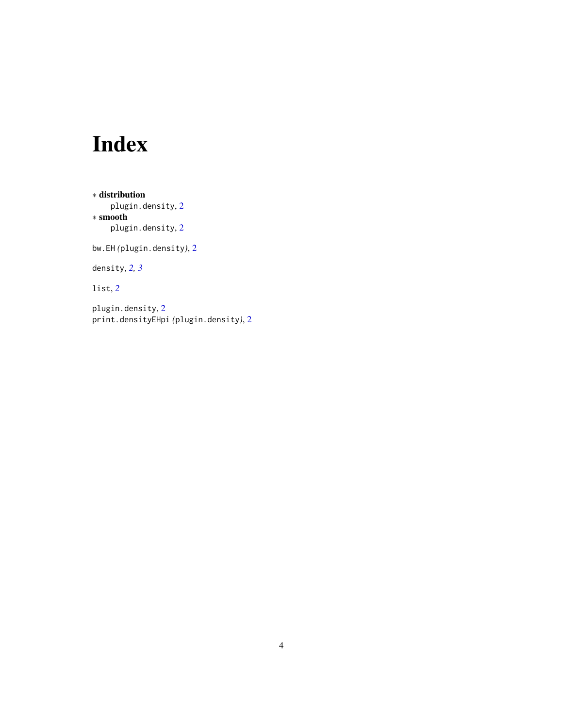# Index

∗ **distribution**
    `plugin.density`, 2

∗ **smooth**
    `plugin.density`, 2

`bw.EH` *(*`plugin.density`*)*, 2

`density`, *2, 3*

`list`, *2*

`plugin.density`, 2
`print.densityEHpi` *(*`plugin.density`*)*, 2